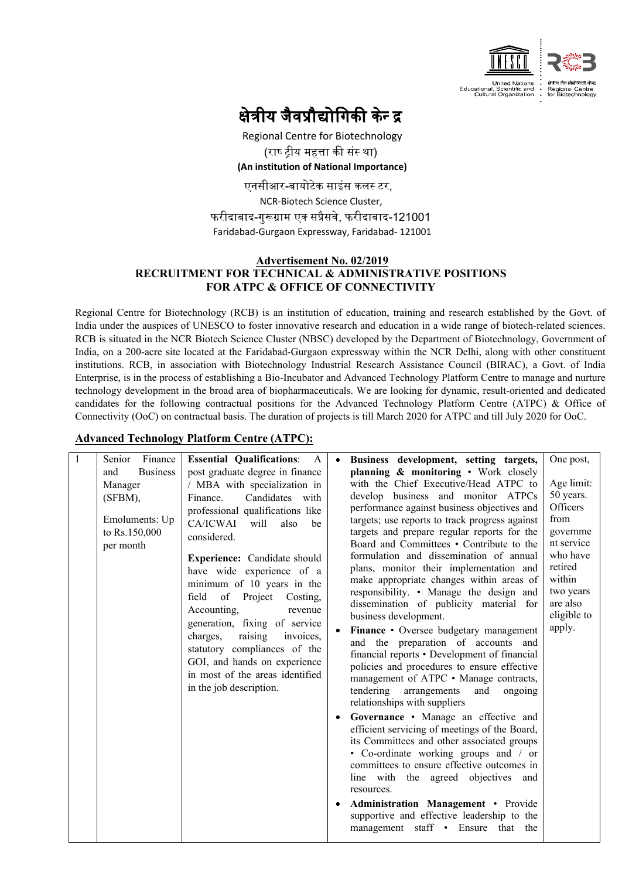# क्षेत्रीय जैवप्रौद्योगिकी केन्द्र

Regional Centre for Biotechnology

(राष्ट्रीय महत्ता की संस्था)

**(An institution of National Importance)**

एनसीआर-बायोटेक साइंस कलस्टर,

NCR-Biotech Science Cluster,

फरीदाबाद-गुरूग्राम एक्सप्रैसवे, फरीदाबाद-121001

Faridabad-Gurgaon Expressway, Faridabad- 121001

## Advertisement No. 02/2019
## RECRUITMENT FOR TECHNICAL & ADMINISTRATIVE POSITIONS FOR ATPC & OFFICE OF CONNECTIVITY

Regional Centre for Biotechnology (RCB) is an institution of education, training and research established by the Govt. of India under the auspices of UNESCO to foster innovative research and education in a wide range of biotech-related sciences. RCB is situated in the NCR Biotech Science Cluster (NBSC) developed by the Department of Biotechnology, Government of India, on a 200-acre site located at the Faridabad-Gurgaon expressway within the NCR Delhi, along with other constituent institutions. RCB, in association with Biotechnology Industrial Research Assistance Council (BIRAC), a Govt. of India Enterprise, is in the process of establishing a Bio-Incubator and Advanced Technology Platform Centre to manage and nurture technology development in the broad area of biopharmaceuticals. We are looking for dynamic, result-oriented and dedicated candidates for the following contractual positions for the Advanced Technology Platform Centre (ATPC) & Office of Connectivity (OoC) on contractual basis. The duration of projects is till March 2020 for ATPC and till July 2020 for OoC.

**Advanced Technology Platform Centre (ATPC):**

| | | | | |
|---|---|---|---|---|
| 1 | Senior Finance and Business Manager (SFBM),<br><br>Emoluments: Up to Rs.150,000 per month | **Essential Qualifications**: A post graduate degree in finance / MBA with specialization in Finance. Candidates with professional qualifications like CA/ICWAI will also be considered.<br><br>**Experience:** Candidate should have wide experience of a minimum of 10 years in the field of Project Costing, Accounting, revenue generation, fixing of service charges, raising invoices, statutory compliances of the GOI, and hands on experience in most of the areas identified in the job description. | • **Business development, setting targets, planning & monitoring** • Work closely with the Chief Executive/Head ATPC to develop business and monitor ATPCs performance against business objectives and targets; use reports to track progress against targets and prepare regular reports for the Board and Committees • Contribute to the formulation and dissemination of annual plans, monitor their implementation and make appropriate changes within areas of responsibility. • Manage the design and dissemination of publicity material for business development.<br><br>• **Finance** • Oversee budgetary management and the preparation of accounts and financial reports • Development of financial policies and procedures to ensure effective management of ATPC • Manage contracts, tendering arrangements and ongoing relationships with suppliers<br><br>• **Governance** • Manage an effective and efficient servicing of meetings of the Board, its Committees and other associated groups • Co-ordinate working groups and / or committees to ensure effective outcomes in line with the agreed objectives and resources.<br><br>• **Administration Management** • Provide supportive and effective leadership to the management staff • Ensure that the | One post,<br><br>Age limit: 50 years. Officers from government service who have retired within two years are also eligible to apply. |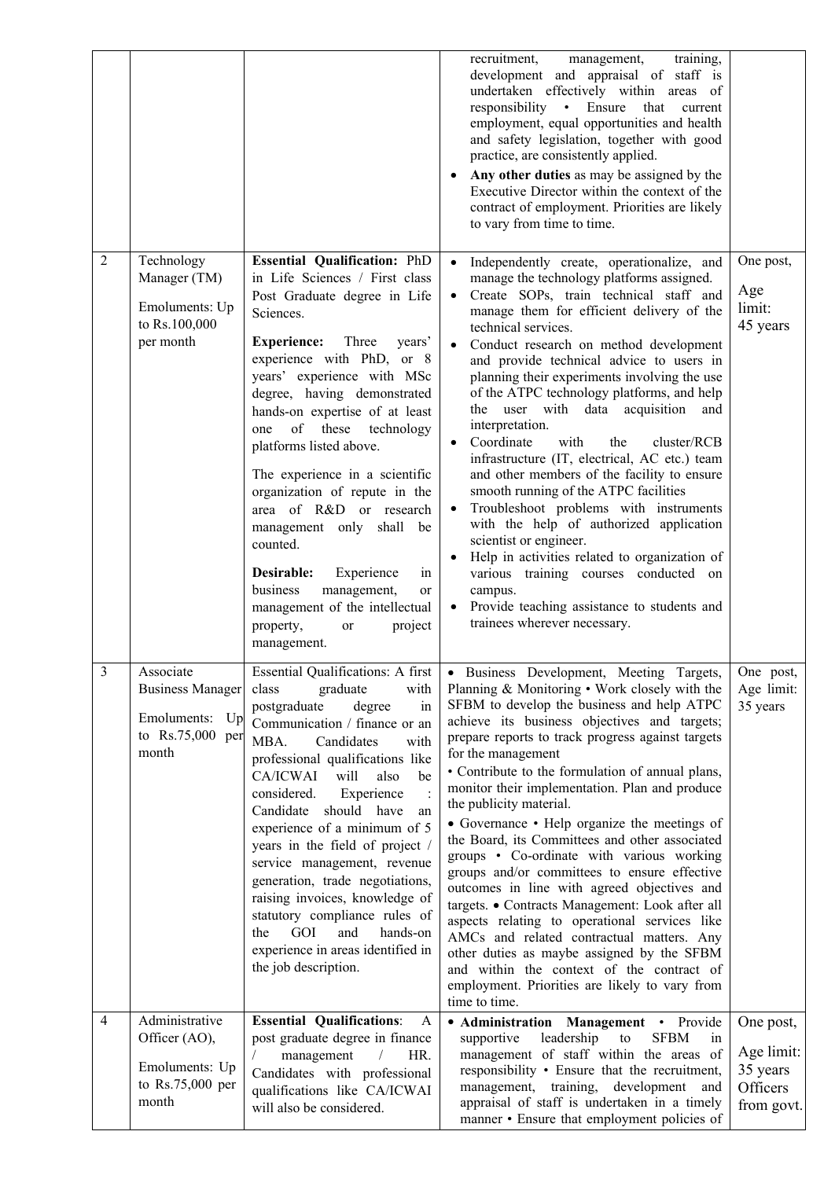|  |  |  |  |  |
|---|---|---|---|---|
|  |  |  | recruitment, management, training, development and appraisal of staff is undertaken effectively within areas of responsibility • Ensure that current employment, equal opportunities and health and safety legislation, together with good practice, are consistently applied.<br>• **Any other duties** as may be assigned by the Executive Director within the context of the contract of employment. Priorities are likely to vary from time to time. |  |
| 2 | Technology Manager (TM)<br><br>Emoluments: Up to Rs.100,000 per month | **Essential Qualification:** PhD in Life Sciences / First class Post Graduate degree in Life Sciences.<br><br>**Experience:** Three years' experience with PhD, or 8 years' experience with MSc degree, having demonstrated hands-on expertise of at least one of these technology platforms listed above.<br><br>The experience in a scientific organization of repute in the area of R&D or research management only shall be counted.<br><br>**Desirable:** Experience in business management, or management of the intellectual property, or project management. | • Independently create, operationalize, and manage the technology platforms assigned.<br>• Create SOPs, train technical staff and manage them for efficient delivery of the technical services.<br>• Conduct research on method development and provide technical advice to users in planning their experiments involving the use of the ATPC technology platforms, and help the user with data acquisition and interpretation.<br>• Coordinate with the cluster/RCB infrastructure (IT, electrical, AC etc.) team and other members of the facility to ensure smooth running of the ATPC facilities<br>• Troubleshoot problems with instruments with the help of authorized application scientist or engineer.<br>• Help in activities related to organization of various training courses conducted on campus.<br>• Provide teaching assistance to students and trainees wherever necessary. | One post,<br><br>Age limit: 45 years |
| 3 | Associate Business Manager<br><br>Emoluments: Up to Rs.75,000 per month | Essential Qualifications: A first class graduate with postgraduate degree in Communication / finance or an MBA. Candidates with professional qualifications like CA/ICWAI will also be considered. Experience : Candidate should have an experience of a minimum of 5 years in the field of project / service management, revenue generation, trade negotiations, raising invoices, knowledge of statutory compliance rules of the GOI and hands-on experience in areas identified in the job description. | • Business Development, Meeting Targets, Planning & Monitoring • Work closely with the SFBM to develop the business and help ATPC achieve its business objectives and targets; prepare reports to track progress against targets for the management<br>• Contribute to the formulation of annual plans, monitor their implementation. Plan and produce the publicity material.<br>• Governance • Help organize the meetings of the Board, its Committees and other associated groups • Co-ordinate with various working groups and/or committees to ensure effective outcomes in line with agreed objectives and targets. • Contracts Management: Look after all aspects relating to operational services like AMCs and related contractual matters. Any other duties as maybe assigned by the SFBM and within the context of the contract of employment. Priorities are likely to vary from time to time. | One post, Age limit: 35 years |
| 4 | Administrative Officer (AO),<br><br>Emoluments: Up to Rs.75,000 per month | **Essential Qualifications**: A post graduate degree in finance / management / HR. Candidates with professional qualifications like CA/ICWAI will also be considered. | • **Administration Management** • Provide supportive leadership to SFBM in management of staff within the areas of responsibility • Ensure that the recruitment, management, training, development and appraisal of staff is undertaken in a timely manner • Ensure that employment policies of | One post,<br><br>Age limit: 35 years Officers from govt. |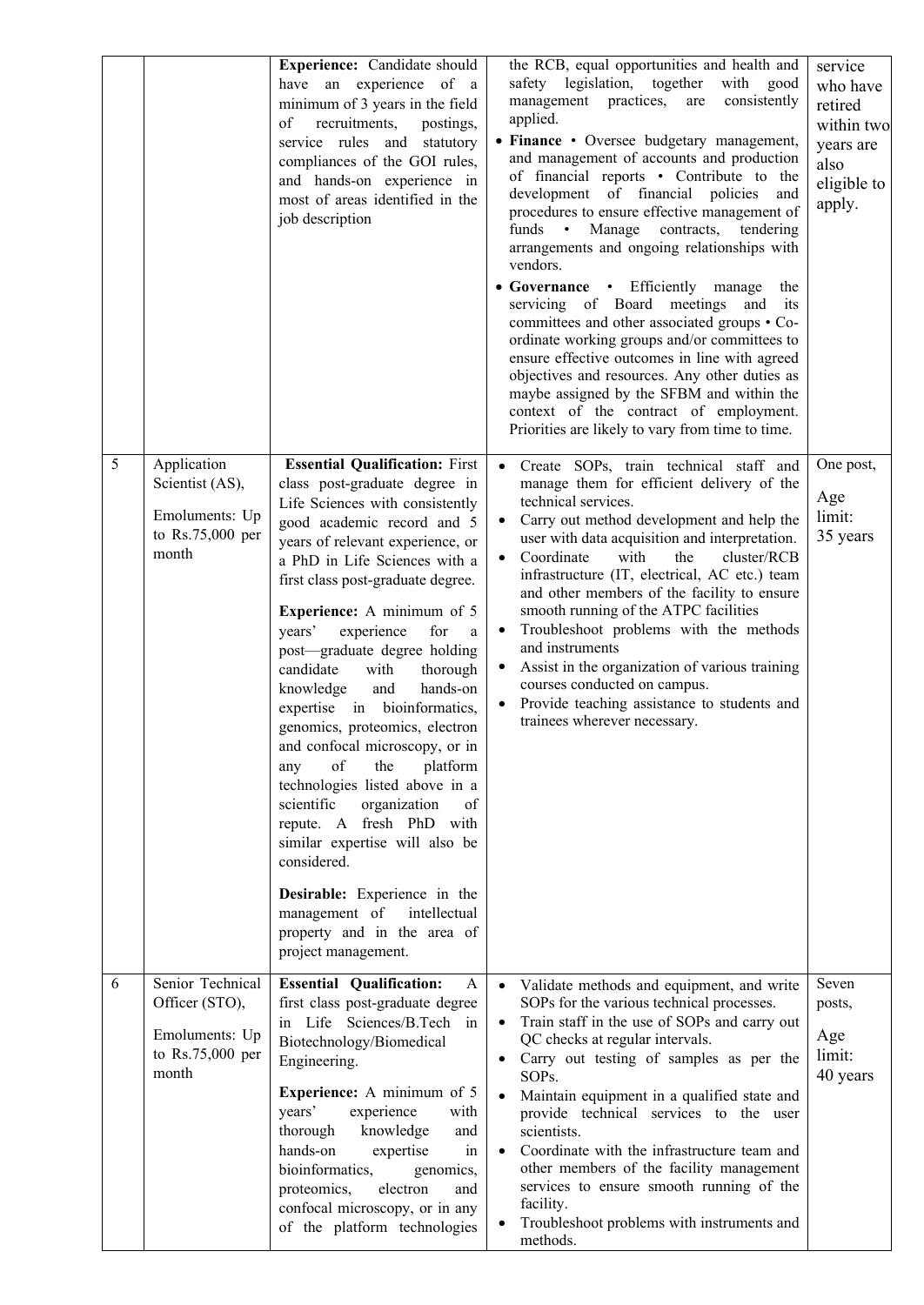| | | | | |
|---|---|---|---|---|
| | | **Experience:** Candidate should have an experience of a minimum of 3 years in the field of recruitments, postings, service rules and statutory compliances of the GOI rules, and hands-on experience in most of areas identified in the job description | the RCB, equal opportunities and health and safety legislation, together with good management practices, are consistently applied.<br>• **Finance** • Oversee budgetary management, and management of accounts and production of financial reports • Contribute to the development of financial policies and procedures to ensure effective management of funds • Manage contracts, tendering arrangements and ongoing relationships with vendors.<br>• **Governance** • Efficiently manage the servicing of Board meetings and its committees and other associated groups • Co-ordinate working groups and/or committees to ensure effective outcomes in line with agreed objectives and resources. Any other duties as maybe assigned by the SFBM and within the context of the contract of employment. Priorities are likely to vary from time to time. | service who have retired within two years are also eligible to apply. |
| 5 | Application Scientist (AS),<br><br>Emoluments: Up to Rs.75,000 per month | **Essential Qualification:** First class post-graduate degree in Life Sciences with consistently good academic record and 5 years of relevant experience, or a PhD in Life Sciences with a first class post-graduate degree.<br><br>**Experience:** A minimum of 5 years' experience for a post—graduate degree holding candidate with thorough knowledge and hands-on expertise in bioinformatics, genomics, proteomics, electron and confocal microscopy, or in any of the platform technologies listed above in a scientific organization of repute. A fresh PhD with similar expertise will also be considered.<br><br>**Desirable:** Experience in the management of intellectual property and in the area of project management. | • Create SOPs, train technical staff and manage them for efficient delivery of the technical services.<br>• Carry out method development and help the user with data acquisition and interpretation.<br>• Coordinate with the cluster/RCB infrastructure (IT, electrical, AC etc.) team and other members of the facility to ensure smooth running of the ATPC facilities<br>• Troubleshoot problems with the methods and instruments<br>• Assist in the organization of various training courses conducted on campus.<br>• Provide teaching assistance to students and trainees wherever necessary. | One post,<br><br>Age limit: 35 years |
| 6 | Senior Technical Officer (STO),<br><br>Emoluments: Up to Rs.75,000 per month | **Essential Qualification:** A first class post-graduate degree in Life Sciences/B.Tech in Biotechnology/Biomedical Engineering.<br><br>**Experience:** A minimum of 5 years' experience with thorough knowledge and hands-on expertise in bioinformatics, genomics, proteomics, electron and confocal microscopy, or in any of the platform technologies | • Validate methods and equipment, and write SOPs for the various technical processes.<br>• Train staff in the use of SOPs and carry out QC checks at regular intervals.<br>• Carry out testing of samples as per the SOPs.<br>• Maintain equipment in a qualified state and provide technical services to the user scientists.<br>• Coordinate with the infrastructure team and other members of the facility management services to ensure smooth running of the facility.<br>• Troubleshoot problems with instruments and methods. | Seven posts,<br><br>Age limit: 40 years |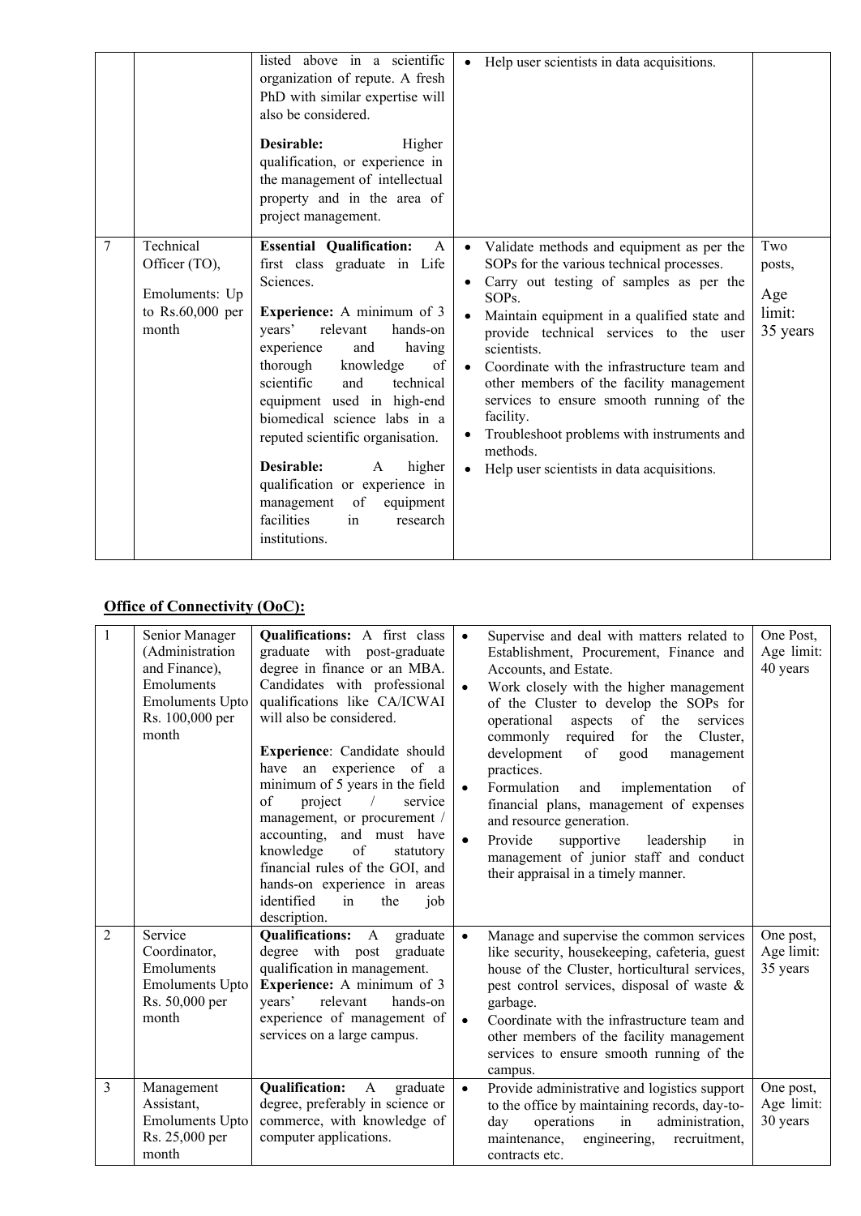|  |  | listed above in a scientific organization of repute. A fresh PhD with similar expertise will also be considered.<br><br>**Desirable:** Higher qualification, or experience in the management of intellectual property and in the area of project management. | • Help user scientists in data acquisitions. |  |
|---|---|---|---|---|
| 7 | Technical Officer (TO),<br><br>Emoluments: Up to Rs.60,000 per month | **Essential Qualification:** A first class graduate in Life Sciences.<br><br>**Experience:** A minimum of 3 years' relevant hands-on experience and having thorough knowledge of scientific and technical equipment used in high-end biomedical science labs in a reputed scientific organisation.<br><br>**Desirable:** A higher qualification or experience in management of equipment facilities in research institutions. | • Validate methods and equipment as per the SOPs for the various technical processes.<br>• Carry out testing of samples as per the SOPs.<br>• Maintain equipment in a qualified state and provide technical services to the user scientists.<br>• Coordinate with the infrastructure team and other members of the facility management services to ensure smooth running of the facility.<br>• Troubleshoot problems with instruments and methods.<br>• Help user scientists in data acquisitions. | Two posts,<br><br>Age limit: 35 years |

## Office of Connectivity (OoC):

| 1 | Senior Manager (Administration and Finance), Emoluments Emoluments Upto Rs. 100,000 per month | **Qualifications:** A first class graduate with post-graduate degree in finance or an MBA. Candidates with professional qualifications like CA/ICWAI will also be considered.<br><br>**Experience**: Candidate should have an experience of a minimum of 5 years in the field of project / service management, or procurement / accounting, and must have knowledge of statutory financial rules of the GOI, and hands-on experience in areas identified in the job description. | • Supervise and deal with matters related to Establishment, Procurement, Finance and Accounts, and Estate.<br>• Work closely with the higher management of the Cluster to develop the SOPs for operational aspects of the services commonly required for the Cluster, development of good management practices.<br>• Formulation and implementation of financial plans, management of expenses and resource generation.<br>• Provide supportive leadership in management of junior staff and conduct their appraisal in a timely manner. | One Post, Age limit: 40 years |
|---|---|---|---|---|
| 2 | Service Coordinator, Emoluments Emoluments Upto Rs. 50,000 per month | **Qualifications:** A graduate degree with post graduate qualification in management.<br>**Experience:** A minimum of 3 years' relevant hands-on experience of management of services on a large campus. | • Manage and supervise the common services like security, housekeeping, cafeteria, guest house of the Cluster, horticultural services, pest control services, disposal of waste & garbage.<br>• Coordinate with the infrastructure team and other members of the facility management services to ensure smooth running of the campus. | One post, Age limit: 35 years |
| 3 | Management Assistant, Emoluments Upto Rs. 25,000 per month | **Qualification:** A graduate degree, preferably in science or commerce, with knowledge of computer applications. | • Provide administrative and logistics support to the office by maintaining records, day-to-day operations in administration, maintenance, engineering, recruitment, contracts etc. | One post, Age limit: 30 years |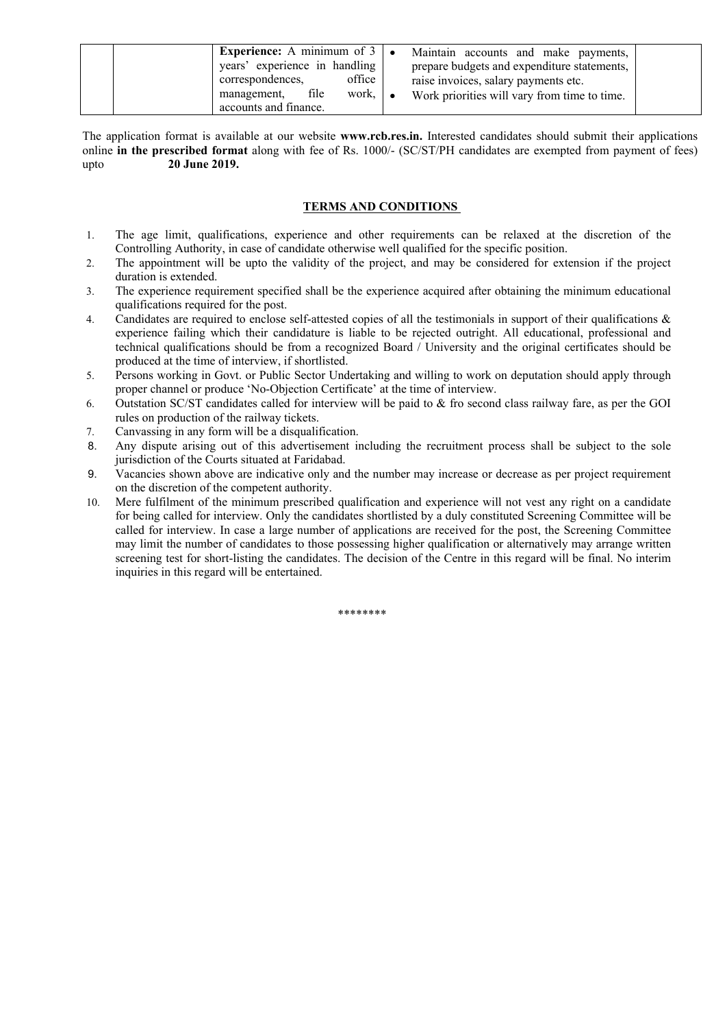| | | | | |
|---|---|---|---|---|
| | | **Experience:** A minimum of 3 years' experience in handling correspondences, office management, file work, accounts and finance. | • Maintain accounts and make payments, prepare budgets and expenditure statements, raise invoices, salary payments etc.<br>• Work priorities will vary from time to time. | |

The application format is available at our website **www.rcb.res.in.** Interested candidates should submit their applications online **in the prescribed format** along with fee of Rs. 1000/- (SC/ST/PH candidates are exempted from payment of fees) upto **20 June 2019.**

## TERMS AND CONDITIONS

1. The age limit, qualifications, experience and other requirements can be relaxed at the discretion of the Controlling Authority, in case of candidate otherwise well qualified for the specific position.
2. The appointment will be upto the validity of the project, and may be considered for extension if the project duration is extended.
3. The experience requirement specified shall be the experience acquired after obtaining the minimum educational qualifications required for the post.
4. Candidates are required to enclose self-attested copies of all the testimonials in support of their qualifications & experience failing which their candidature is liable to be rejected outright. All educational, professional and technical qualifications should be from a recognized Board / University and the original certificates should be produced at the time of interview, if shortlisted.
5. Persons working in Govt. or Public Sector Undertaking and willing to work on deputation should apply through proper channel or produce 'No-Objection Certificate' at the time of interview.
6. Outstation SC/ST candidates called for interview will be paid to & fro second class railway fare, as per the GOI rules on production of the railway tickets.
7. Canvassing in any form will be a disqualification.
8. Any dispute arising out of this advertisement including the recruitment process shall be subject to the sole jurisdiction of the Courts situated at Faridabad.
9. Vacancies shown above are indicative only and the number may increase or decrease as per project requirement on the discretion of the competent authority.
10. Mere fulfilment of the minimum prescribed qualification and experience will not vest any right on a candidate for being called for interview. Only the candidates shortlisted by a duly constituted Screening Committee will be called for interview. In case a large number of applications are received for the post, the Screening Committee may limit the number of candidates to those possessing higher qualification or alternatively may arrange written screening test for short-listing the candidates. The decision of the Centre in this regard will be final. No interim inquiries in this regard will be entertained.

********